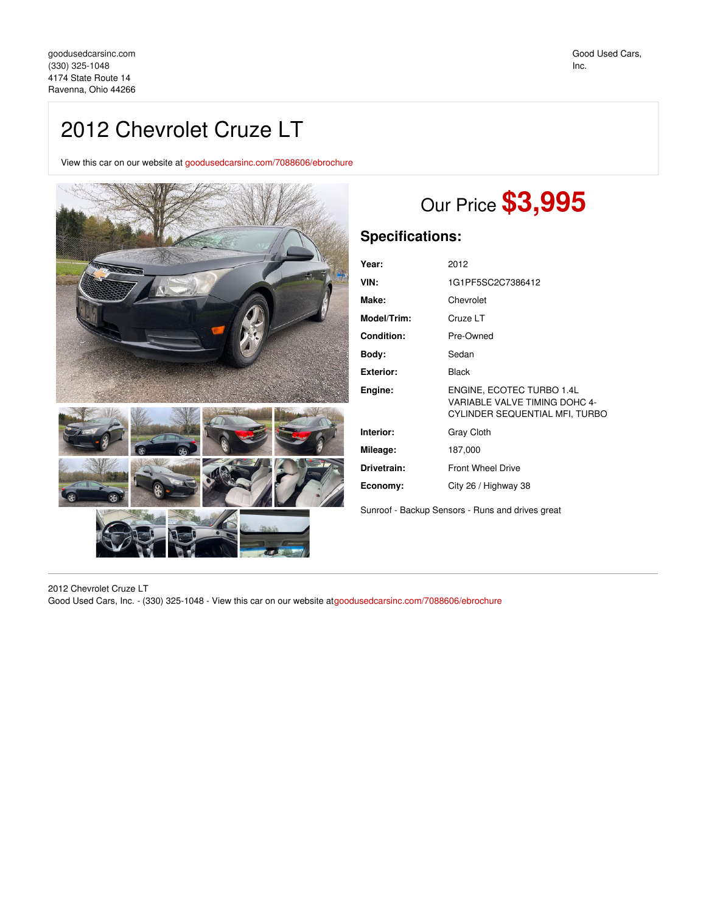goodusedcarsinc.com
(330) 325-1048
4174 State Route 14
Ravenna, Ohio 44266

Good Used Cars, Inc.

# 2012 Chevrolet Cruze LT

View this car on our website at goodusedcarsinc.com/7088606/ebrochure

## Our Price **$3,995**

## Specifications:

| | |
|---|---|
| **Year:** | 2012 |
| **VIN:** | 1G1PF5SC2C7386412 |
| **Make:** | Chevrolet |
| **Model/Trim:** | Cruze LT |
| **Condition:** | Pre-Owned |
| **Body:** | Sedan |
| **Exterior:** | Black |
| **Engine:** | ENGINE, ECOTEC TURBO 1.4L VARIABLE VALVE TIMING DOHC 4-CYLINDER SEQUENTIAL MFI, TURBO |
| **Interior:** | Gray Cloth |
| **Mileage:** | 187,000 |
| **Drivetrain:** | Front Wheel Drive |
| **Economy:** | City 26 / Highway 38 |

Sunroof - Backup Sensors - Runs and drives great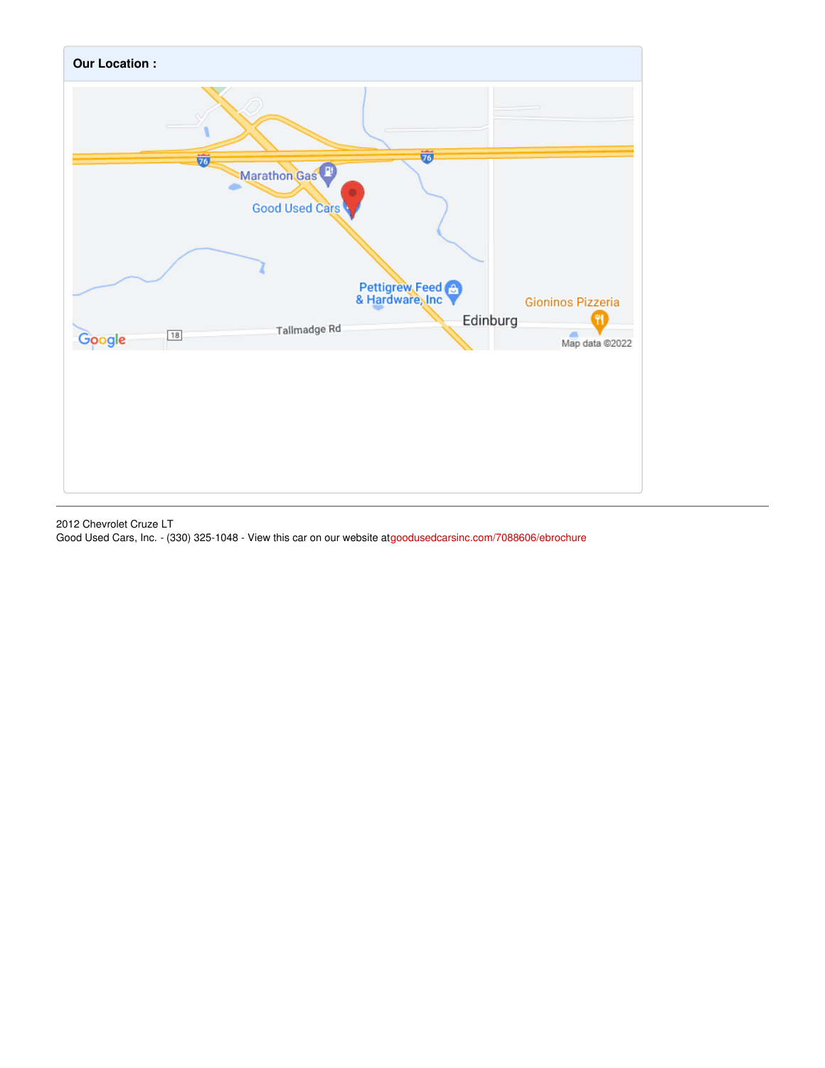**Our Location :**

2012 Chevrolet Cruze LT
Good Used Cars, Inc. - (330) 325-1048 - View this car on our website atgoodusedcarsinc.com/7088606/ebrochure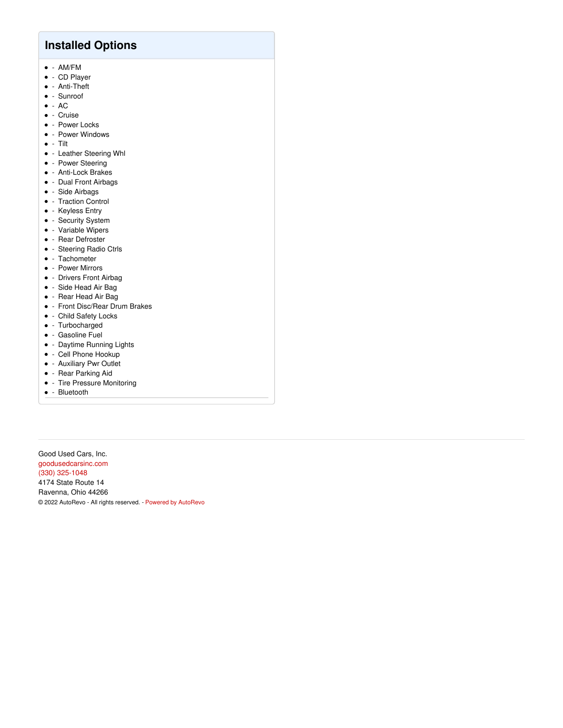## Installed Options

- - AM/FM
- - CD Player
- - Anti-Theft
- - Sunroof
- - AC
- - Cruise
- - Power Locks
- - Power Windows
- - Tilt
- - Leather Steering Whl
- - Power Steering
- - Anti-Lock Brakes
- - Dual Front Airbags
- - Side Airbags
- - Traction Control
- - Keyless Entry
- - Security System
- - Variable Wipers
- - Rear Defroster
- - Steering Radio Ctrls
- - Tachometer
- - Power Mirrors
- - Drivers Front Airbag
- - Side Head Air Bag
- - Rear Head Air Bag
- - Front Disc/Rear Drum Brakes
- - Child Safety Locks
- - Turbocharged
- - Gasoline Fuel
- - Daytime Running Lights
- - Cell Phone Hookup
- - Auxiliary Pwr Outlet
- - Rear Parking Aid
- - Tire Pressure Monitoring
- - Bluetooth

---

Good Used Cars, Inc.
goodusedcarsinc.com
(330) 325-1048
4174 State Route 14
Ravenna, Ohio 44266
© 2022 AutoRevo - All rights reserved. - Powered by AutoRevo